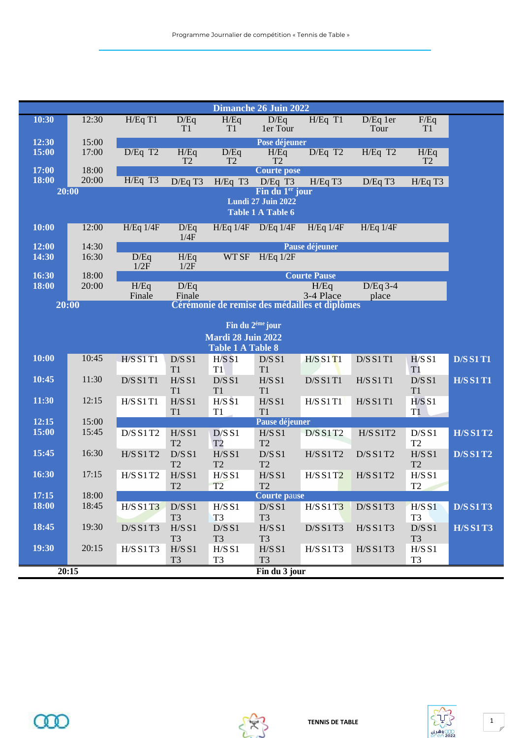| | | | | | | | | | |
|---|---|---|---|---|---|---|---|---|---|
| **Dimanche 26 Juin 2022** | | | | | | | | | |
| **10:30** | 12:30 | H/Eq T1 | D/Eq T1 | H/Eq T1 | D/Eq 1er Tour | H/Eq T1 | D/Eq 1er Tour | F/Eq T1 | |
| **12:30** | 15:00 | **Pose déjeuner** | | | | | | | |
| **15:00** | 17:00 | D/Eq T2 | H/Eq T2 | D/Eq T2 | H/Eq T2 | D/Eq T2 | H/Eq T2 | H/Eq T2 | |
| **17:00** | 18:00 | **Courte pose** | | | | | | | |
| **18:00** | 20:00 | H/Eq T3 | D/Eq T3 | H/Eq T3 | D/Eq T3 | H/Eq T3 | D/Eq T3 | H/Eq T3 | |
| **20:00** | | **Fin du 1er jour** | | | | | | | |
| **Lundi 27 Juin 2022** | | | | | | | | | |
| **Table 1 A Table 6** | | | | | | | | | |
| **10:00** | 12:00 | H/Eq 1/4F | D/Eq 1/4F | H/Eq 1/4F | D/Eq 1/4F | H/Eq 1/4F | H/Eq 1/4F | | |
| **12:00** | 14:30 | **Pause déjeuner** | | | | | | | |
| **14:30** | 16:30 | D/Eq 1/2F | H/Eq 1/2F | WT SF | H/Eq 1/2F | | | | |
| **16:30** | 18:00 | **Courte Pause** | | | | | | | |
| **18:00** | 20:00 | H/Eq Finale | D/Eq Finale | | | H/Eq 3-4 Place | D/Eq 3-4 place | | |
| **20:00** | | **Cérémonie de remise des médailles et diplômes** | | | | | | | |
| **Fin du 2éme jour** | | | | | | | | | |
| **Mardi 28 Juin 2022** | | | | | | | | | |
| **Table 1 A Table 8** | | | | | | | | | |
| **10:00** | 10:45 | H/S S1 T1 | D/S S1 T1 | H/S S1 T1 | D/S S1 T1 | H/S S1 T1 | D/S S1 T1 | H/S S1 T1 | **D/S S1 T1** |
| **10:45** | 11:30 | D/S S1 T1 | H/S S1 T1 | D/S S1 T1 | H/S S1 T1 | D/S S1 T1 | H/S S1 T1 | D/S S1 T1 | **H/S S1 T1** |
| **11:30** | 12:15 | H/S S1 T1 | H/S S1 T1 | H/S S1 T1 | H/S S1 T1 | H/S S1 T1 | H/S S1 T1 | H/S S1 T1 | |
| **12:15** | 15:00 | **Pause déjeuner** | | | | | | | |
| **15:00** | 15:45 | D/S S1 T2 | H/S S1 T2 | D/S S1 T2 | H/S S1 T2 | D/S S1 T2 | H/S S1T2 | D/S S1 T2 | **H/S S1 T2** |
| **15:45** | 16:30 | H/S S1 T2 | D/S S1 T2 | H/S S1 T2 | D/S S1 T2 | H/S S1 T2 | D/S S1 T2 | H/S S1 T2 | **D/S S1 T2** |
| **16:30** | 17:15 | H/S S1 T2 | H/S S1 T2 | H/S S1 T2 | H/S S1 T2 | H/S S1 T2 | H/S S1 T2 | H/S S1 T2 | |
| **17:15** | 18:00 | **Courte pause** | | | | | | | |
| **18:00** | 18:45 | H/S S1 T3 | D/S S1 T3 | H/S S1 T3 | D/S S1 T3 | H/S S1 T3 | D/S S1 T3 | H/S S1 T3 | **D/S S1 T3** |
| **18:45** | 19:30 | D/S S1 T3 | H/S S1 T3 | D/S S1 T3 | H/S S1 T3 | D/S S1 T3 | H/S S1 T3 | D/S S1 T3 | **H/S S1 T3** |
| **19:30** | 20:15 | H/S S1 T3 | H/S S1 T3 | H/S S1 T3 | H/S S1 T3 | H/S S1 T3 | H/S S1 T3 | H/S S1 T3 | |
| **20:15** | | **Fin du 3 jour** | | | | | | | |

TENNIS DE TABLE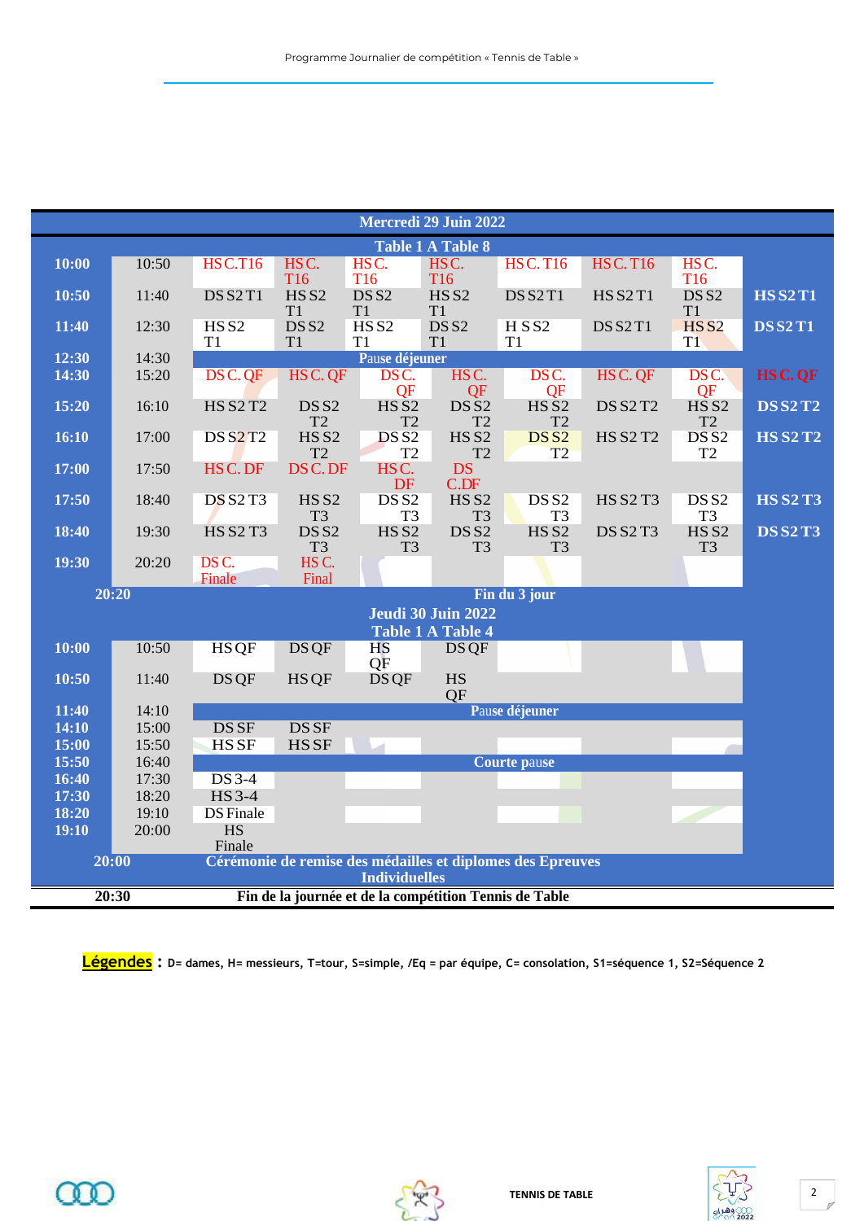| | | | | | | | | | |
|---|---|---|---|---|---|---|---|---|---|
| **Mercredi 29 Juin 2022** | | | | | | | | | |
| **Table 1 A Table 8** | | | | | | | | | |
| **10:00** | 10:50 | HS C.T16 | HS C. T16 | HS C. T16 | HS C. T16 | HS C. T16 | HS C. T16 | HS C. T16 | |
| **10:50** | 11:40 | DS S2 T1 | HS S2 T1 | DS S2 T1 | HS S2 T1 | DS S2 T1 | HS S2 T1 | DS S2 T1 | **HS S2 T1** |
| **11:40** | 12:30 | HS S2 T1 | DS S2 T1 | HS S2 T1 | DS S2 T1 | H S S2 T1 | DS S2 T1 | HS S2 T1 | **DS S2 T1** |
| **12:30** | 14:30 | Pause déjeuner | | | | | | | |
| **14:30** | 15:20 | DS C. QF | HS C. QF | DS C. QF | HS C. QF | DS C. QF | HS C. QF | DS C. QF | **HS C. QF** |
| **15:20** | 16:10 | HS S2 T2 | DS S2 T2 | HS S2 T2 | DS S2 T2 | HS S2 T2 | DS S2 T2 | HS S2 T2 | **DS S2 T2** |
| **16:10** | 17:00 | DS S2 T2 | HS S2 T2 | DS S2 T2 | HS S2 T2 | DS S2 T2 | HS S2 T2 | DS S2 T2 | **HS S2 T2** |
| **17:00** | 17:50 | HS C. DF | DS C. DF | HS C. DF | DS C.DF | | | | |
| **17:50** | 18:40 | DS S2 T3 | HS S2 T3 | DS S2 T3 | HS S2 T3 | DS S2 T3 | HS S2 T3 | DS S2 T3 | **HS S2 T3** |
| **18:40** | 19:30 | HS S2 T3 | DS S2 T3 | HS S2 T3 | DS S2 T3 | HS S2 T3 | DS S2 T3 | HS S2 T3 | **DS S2 T3** |
| **19:30** | 20:20 | DS C. Finale | HS C. Final | | | | | | |
| **20:20** | | Fin du 3 jour | | | | | | | |
| **Jeudi 30 Juin 2022** | | | | | | | | | |
| **Table 1 A Table 4** | | | | | | | | | |
| **10:00** | 10:50 | HS QF | DS QF | HS QF | DS QF | | | | |
| **10:50** | 11:40 | DS QF | HS QF | DS QF | HS QF | | | | |
| **11:40** | 14:10 | Pause déjeuner | | | | | | | |
| **14:10** | 15:00 | DS SF | DS SF | | | | | | |
| **15:00** | 15:50 | HS SF | HS SF | | | | | | |
| **15:50** | 16:40 | Courte pause | | | | | | | |
| **16:40** | 17:30 | DS 3-4 | | | | | | | |
| **17:30** | 18:20 | HS 3-4 | | | | | | | |
| **18:20** | 19:10 | DS Finale | | | | | | | |
| **19:10** | 20:00 | HS Finale | | | | | | | |
| **20:00** | | Cérémonie de remise des médailles et diplomes des Epreuves Individuelles | | | | | | | |
| **20:30** | | Fin de la journée et de la compétition Tennis de Table | | | | | | | |

**Légendes :** D= dames, H= messieurs, T=tour, S=simple, /Eq = par équipe, C= consolation, S1=séquence 1, S2=Séquence 2

TENNIS DE TABLE